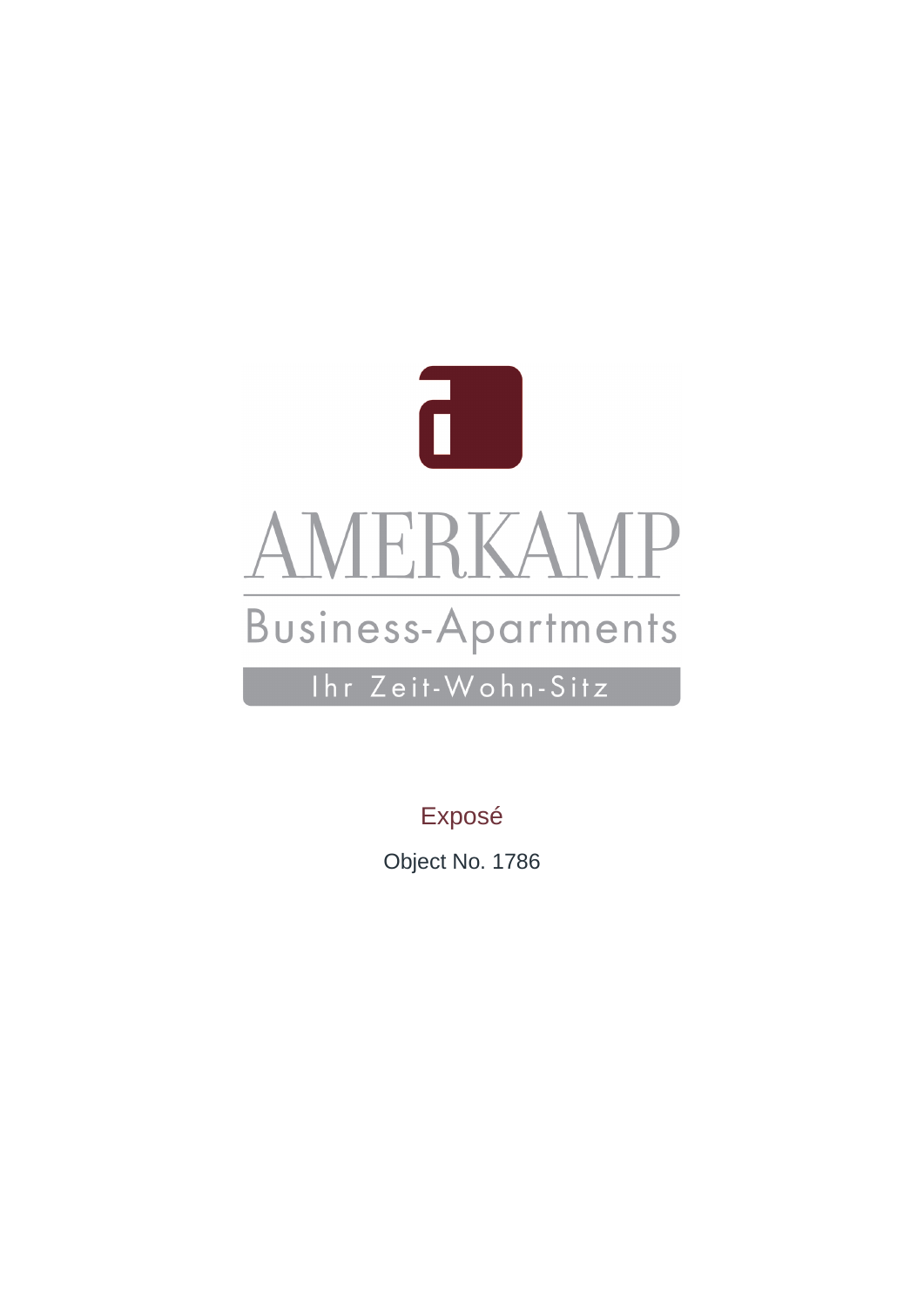# AMERKAMP

Business-Apartments

Ihr Zeit-Wohn-Sitz

Exposé

Object No. 1786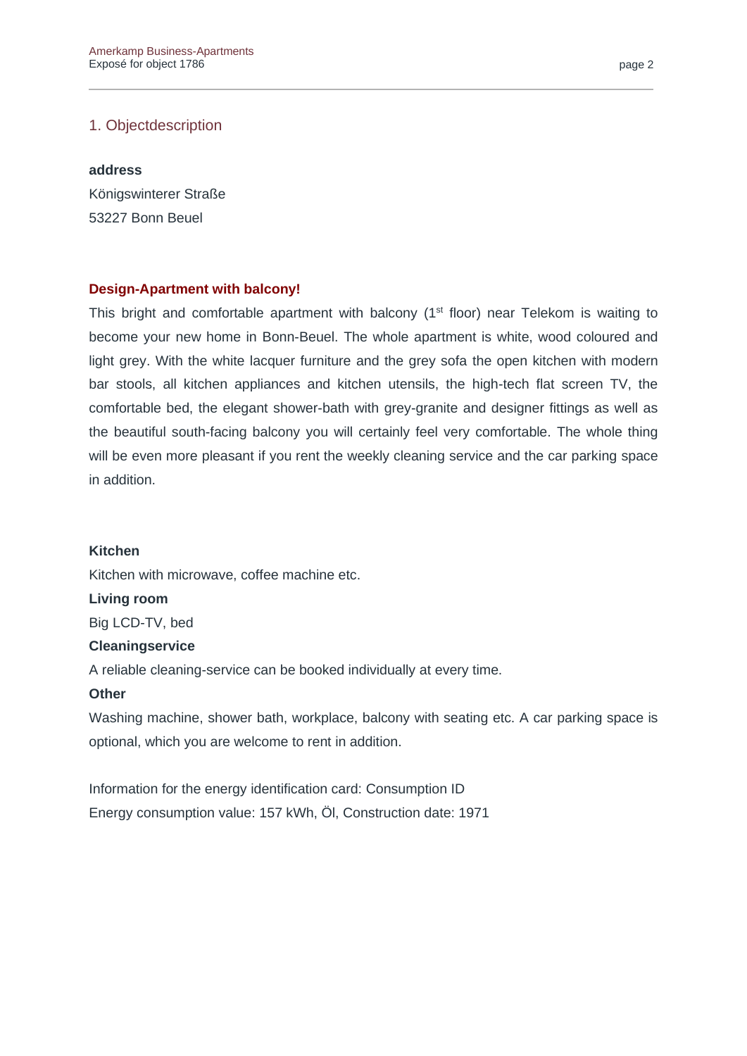## 1. Objectdescription

**address**

Königswinterer Straße
53227 Bonn Beuel

**Design-Apartment with balcony!**

This bright and comfortable apartment with balcony ($1^{st}$ floor) near Telekom is waiting to become your new home in Bonn-Beuel. The whole apartment is white, wood coloured and light grey. With the white lacquer furniture and the grey sofa the open kitchen with modern bar stools, all kitchen appliances and kitchen utensils, the high-tech flat screen TV, the comfortable bed, the elegant shower-bath with grey-granite and designer fittings as well as the beautiful south-facing balcony you will certainly feel very comfortable. The whole thing will be even more pleasant if you rent the weekly cleaning service and the car parking space in addition.

**Kitchen**

Kitchen with microwave, coffee machine etc.

**Living room**

Big LCD-TV, bed

**Cleaningservice**

A reliable cleaning-service can be booked individually at every time.

**Other**

Washing machine, shower bath, workplace, balcony with seating etc. A car parking space is optional, which you are welcome to rent in addition.

Information for the energy identification card: Consumption ID
Energy consumption value: 157 kWh, Öl, Construction date: 1971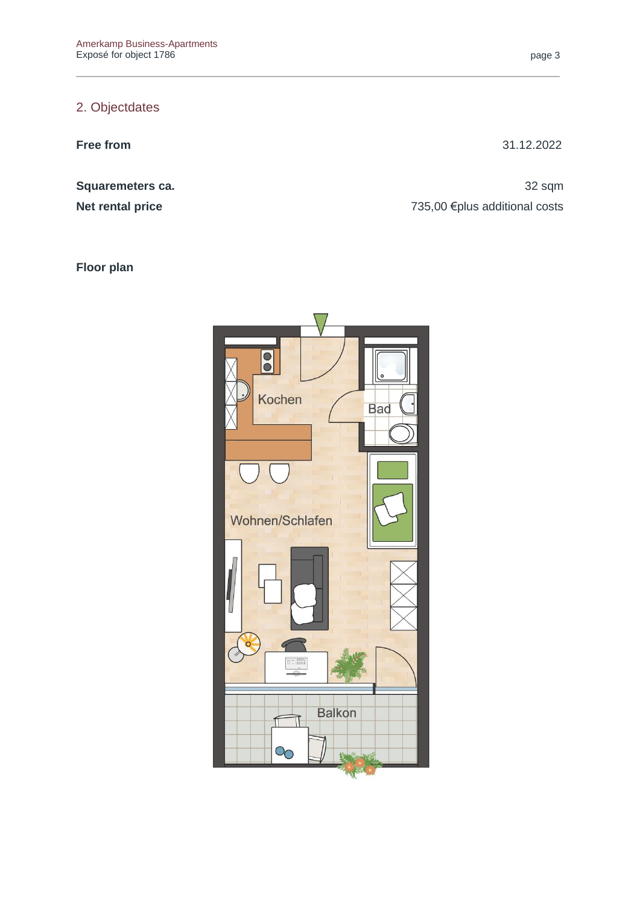## 2. Objectdates

| | |
|---|---|
| **Free from** | 31.12.2022 |
| **Squaremeters ca.** | 32 sqm |
| **Net rental price** | 735,00 €plus additional costs |

**Floor plan**

Kochen

Bad

Wohnen/Schlafen

Balkon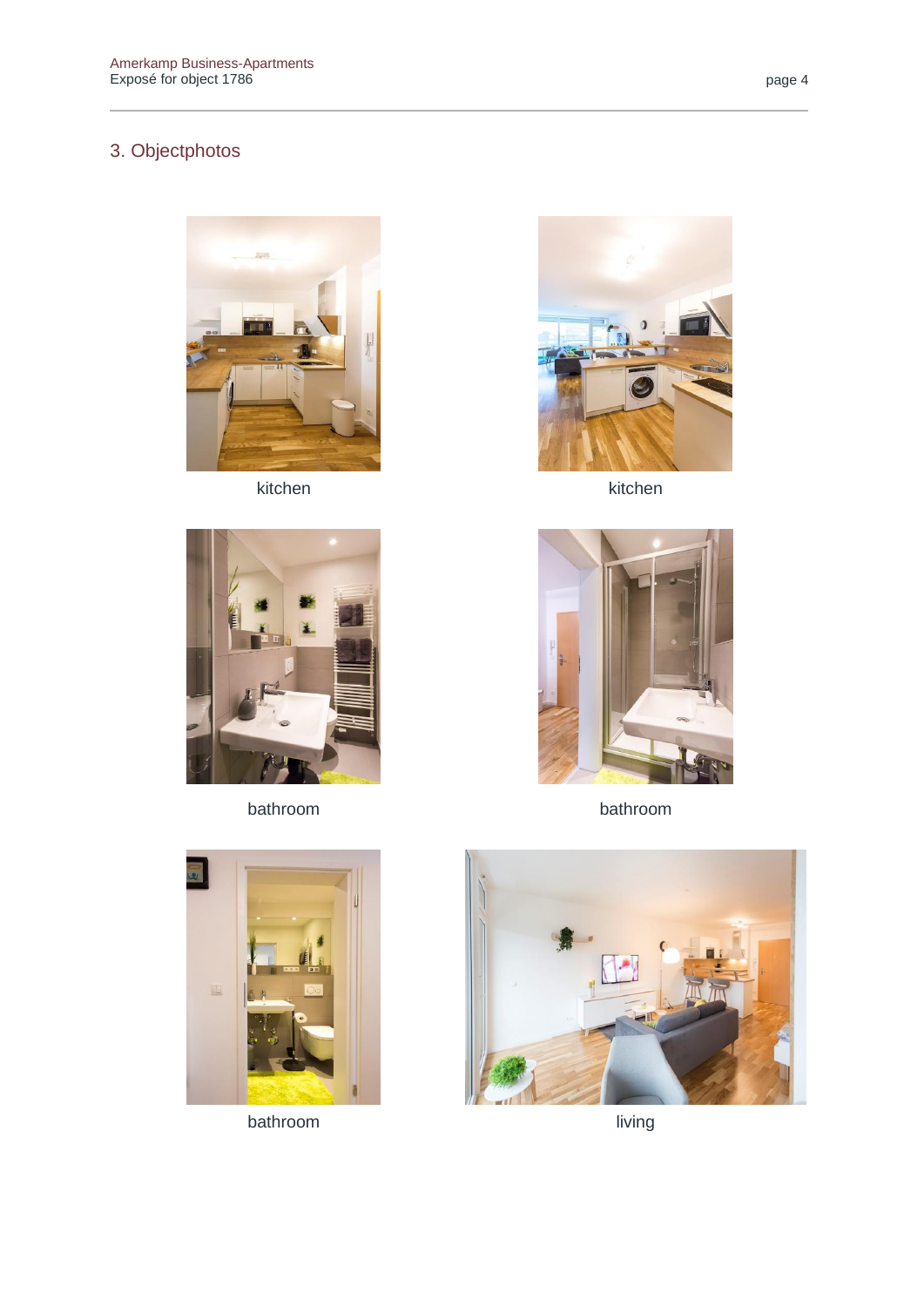## 3. Objectphotos

kitchen

kitchen

bathroom

bathroom

bathroom

living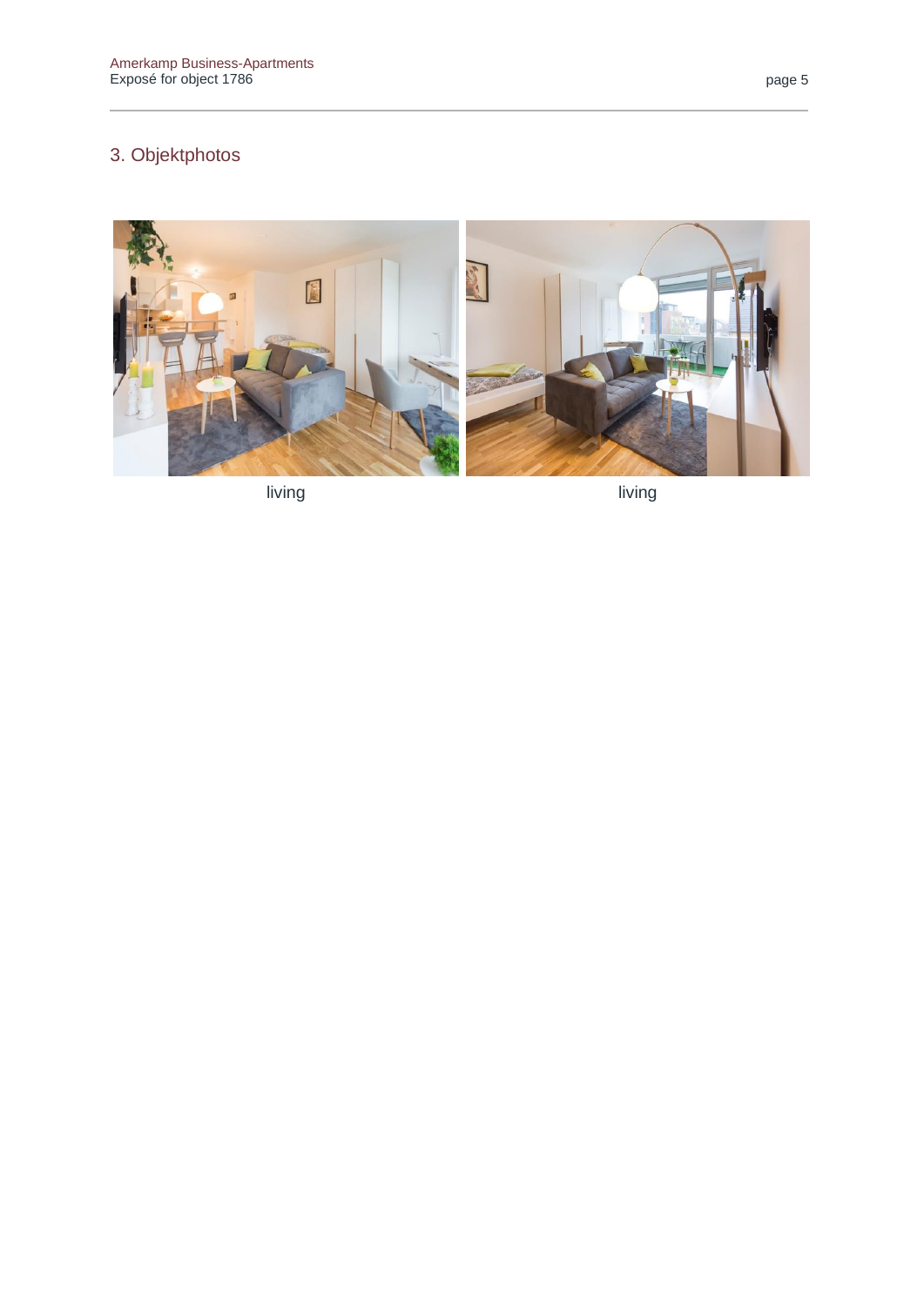## 3. Objektphotos

living

living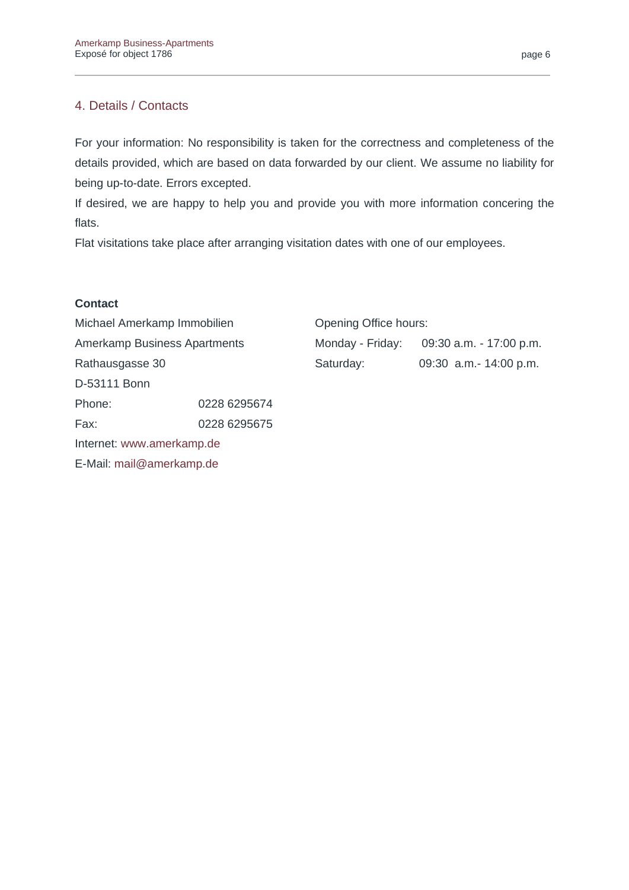## 4. Details / Contacts

For your information: No responsibility is taken for the correctness and completeness of the details provided, which are based on data forwarded by our client. We assume no liability for being up-to-date. Errors excepted.

If desired, we are happy to help you and provide you with more information concering the flats.

Flat visitations take place after arranging visitation dates with one of our employees.

**Contact**

Michael Amerkamp Immobilien
Amerkamp Business Apartments
Rathausgasse 30
D-53111 Bonn

| | |
|---|---|
| Phone: | 0228 6295674 |
| Fax: | 0228 6295675 |

Internet: www.amerkamp.de
E-Mail: mail@amerkamp.de

Opening Office hours:

| | |
|---|---|
| Monday - Friday: | 09:30 a.m. - 17:00 p.m. |
| Saturday: | 09:30 a.m.- 14:00 p.m. |